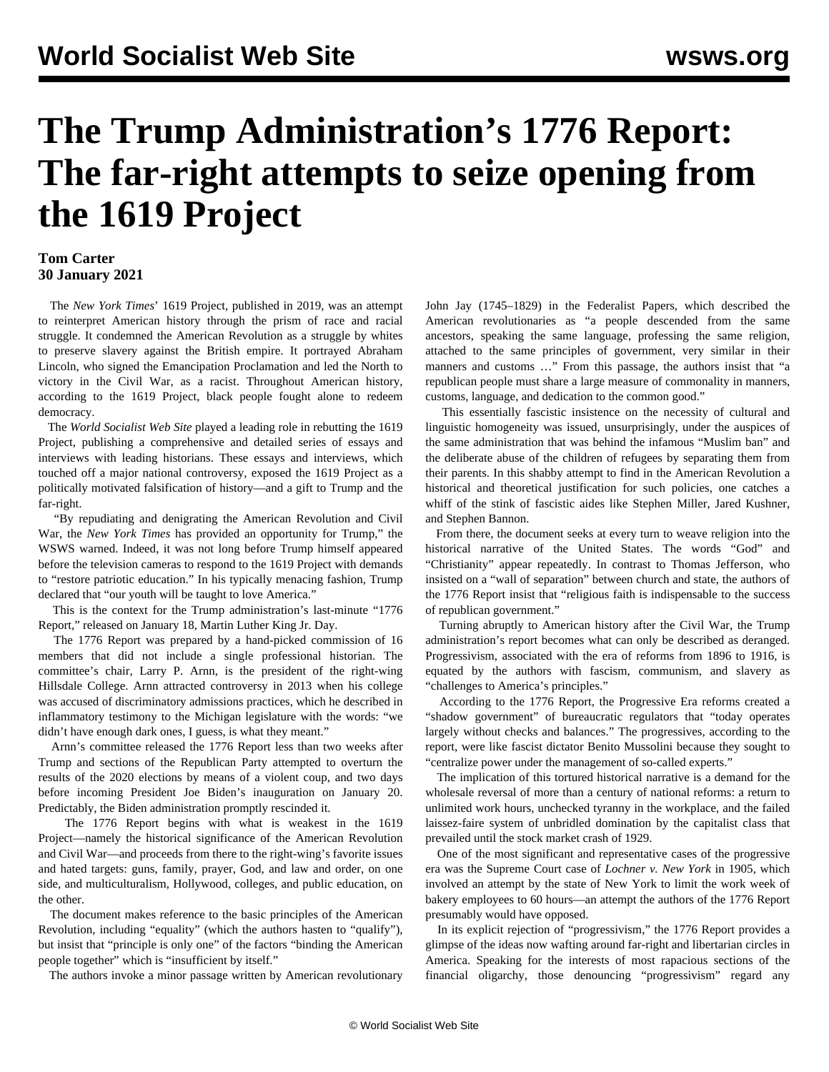# The Trump Administration's 1776 Report: The far-right attempts to seize opening from the 1619 Project

**Tom Carter**
**30 January 2021**

The *New York Times*' 1619 Project, published in 2019, was an attempt to reinterpret American history through the prism of race and racial struggle. It condemned the American Revolution as a struggle by whites to preserve slavery against the British empire. It portrayed Abraham Lincoln, who signed the Emancipation Proclamation and led the North to victory in the Civil War, as a racist. Throughout American history, according to the 1619 Project, black people fought alone to redeem democracy.

The *World Socialist Web Site* played a leading role in rebutting the 1619 Project, publishing a comprehensive and detailed series of essays and interviews with leading historians. These essays and interviews, which touched off a major national controversy, exposed the 1619 Project as a politically motivated falsification of history—and a gift to Trump and the far-right.

"By repudiating and denigrating the American Revolution and Civil War, the *New York Times* has provided an opportunity for Trump," the WSWS warned. Indeed, it was not long before Trump himself appeared before the television cameras to respond to the 1619 Project with demands to "restore patriotic education." In his typically menacing fashion, Trump declared that "our youth will be taught to love America."

This is the context for the Trump administration's last-minute "1776 Report," released on January 18, Martin Luther King Jr. Day.

The 1776 Report was prepared by a hand-picked commission of 16 members that did not include a single professional historian. The committee's chair, Larry P. Arnn, is the president of the right-wing Hillsdale College. Arnn attracted controversy in 2013 when his college was accused of discriminatory admissions practices, which he described in inflammatory testimony to the Michigan legislature with the words: "we didn't have enough dark ones, I guess, is what they meant."

Arnn's committee released the 1776 Report less than two weeks after Trump and sections of the Republican Party attempted to overturn the results of the 2020 elections by means of a violent coup, and two days before incoming President Joe Biden's inauguration on January 20. Predictably, the Biden administration promptly rescinded it.

The 1776 Report begins with what is weakest in the 1619 Project—namely the historical significance of the American Revolution and Civil War—and proceeds from there to the right-wing's favorite issues and hated targets: guns, family, prayer, God, and law and order, on one side, and multiculturalism, Hollywood, colleges, and public education, on the other.

The document makes reference to the basic principles of the American Revolution, including "equality" (which the authors hasten to "qualify"), but insist that "principle is only one" of the factors "binding the American people together" which is "insufficient by itself."

The authors invoke a minor passage written by American revolutionary John Jay (1745–1829) in the Federalist Papers, which described the American revolutionaries as "a people descended from the same ancestors, speaking the same language, professing the same religion, attached to the same principles of government, very similar in their manners and customs …" From this passage, the authors insist that "a republican people must share a large measure of commonality in manners, customs, language, and dedication to the common good."

This essentially fascistic insistence on the necessity of cultural and linguistic homogeneity was issued, unsurprisingly, under the auspices of the same administration that was behind the infamous "Muslim ban" and the deliberate abuse of the children of refugees by separating them from their parents. In this shabby attempt to find in the American Revolution a historical and theoretical justification for such policies, one catches a whiff of the stink of fascistic aides like Stephen Miller, Jared Kushner, and Stephen Bannon.

From there, the document seeks at every turn to weave religion into the historical narrative of the United States. The words "God" and "Christianity" appear repeatedly. In contrast to Thomas Jefferson, who insisted on a "wall of separation" between church and state, the authors of the 1776 Report insist that "religious faith is indispensable to the success of republican government."

Turning abruptly to American history after the Civil War, the Trump administration's report becomes what can only be described as deranged. Progressivism, associated with the era of reforms from 1896 to 1916, is equated by the authors with fascism, communism, and slavery as "challenges to America's principles."

According to the 1776 Report, the Progressive Era reforms created a "shadow government" of bureaucratic regulators that "today operates largely without checks and balances." The progressives, according to the report, were like fascist dictator Benito Mussolini because they sought to "centralize power under the management of so-called experts."

The implication of this tortured historical narrative is a demand for the wholesale reversal of more than a century of national reforms: a return to unlimited work hours, unchecked tyranny in the workplace, and the failed laissez-faire system of unbridled domination by the capitalist class that prevailed until the stock market crash of 1929.

One of the most significant and representative cases of the progressive era was the Supreme Court case of *Lochner v. New York* in 1905, which involved an attempt by the state of New York to limit the work week of bakery employees to 60 hours—an attempt the authors of the 1776 Report presumably would have opposed.

In its explicit rejection of "progressivism," the 1776 Report provides a glimpse of the ideas now wafting around far-right and libertarian circles in America. Speaking for the interests of most rapacious sections of the financial oligarchy, those denouncing "progressivism" regard any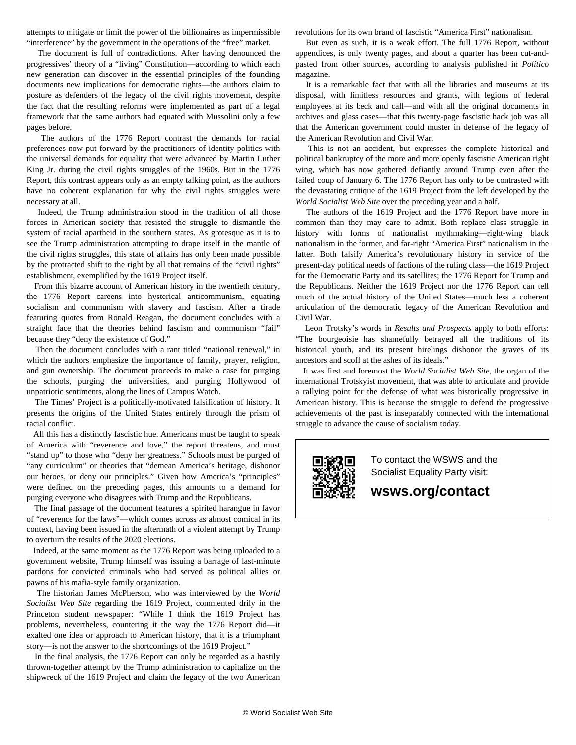attempts to mitigate or limit the power of the billionaires as impermissible "interference" by the government in the operations of the "free" market.

The document is full of contradictions. After having denounced the progressives' theory of a "living" Constitution—according to which each new generation can discover in the essential principles of the founding documents new implications for democratic rights—the authors claim to posture as defenders of the legacy of the civil rights movement, despite the fact that the resulting reforms were implemented as part of a legal framework that the same authors had equated with Mussolini only a few pages before.

The authors of the 1776 Report contrast the demands for racial preferences now put forward by the practitioners of identity politics with the universal demands for equality that were advanced by Martin Luther King Jr. during the civil rights struggles of the 1960s. But in the 1776 Report, this contrast appears only as an empty talking point, as the authors have no coherent explanation for why the civil rights struggles were necessary at all.

Indeed, the Trump administration stood in the tradition of all those forces in American society that resisted the struggle to dismantle the system of racial apartheid in the southern states. As grotesque as it is to see the Trump administration attempting to drape itself in the mantle of the civil rights struggles, this state of affairs has only been made possible by the protracted shift to the right by all that remains of the "civil rights" establishment, exemplified by the 1619 Project itself.

From this bizarre account of American history in the twentieth century, the 1776 Report careens into hysterical anticommunism, equating socialism and communism with slavery and fascism. After a tirade featuring quotes from Ronald Reagan, the document concludes with a straight face that the theories behind fascism and communism "fail" because they "deny the existence of God."

Then the document concludes with a rant titled "national renewal," in which the authors emphasize the importance of family, prayer, religion, and gun ownership. The document proceeds to make a case for purging the schools, purging the universities, and purging Hollywood of unpatriotic sentiments, along the lines of Campus Watch.

The Times' Project is a politically-motivated falsification of history. It presents the origins of the United States entirely through the prism of racial conflict.

All this has a distinctly fascistic hue. Americans must be taught to speak of America with "reverence and love," the report threatens, and must "stand up" to those who "deny her greatness." Schools must be purged of "any curriculum" or theories that "demean America's heritage, dishonor our heroes, or deny our principles." Given how America's "principles" were defined on the preceding pages, this amounts to a demand for purging everyone who disagrees with Trump and the Republicans.

The final passage of the document features a spirited harangue in favor of "reverence for the laws"—which comes across as almost comical in its context, having been issued in the aftermath of a violent attempt by Trump to overturn the results of the 2020 elections.

Indeed, at the same moment as the 1776 Report was being uploaded to a government website, Trump himself was issuing a barrage of last-minute pardons for convicted criminals who had served as political allies or pawns of his mafia-style family organization.

The historian James McPherson, who was interviewed by the *World Socialist Web Site* regarding the 1619 Project, commented drily in the Princeton student newspaper: "While I think the 1619 Project has problems, nevertheless, countering it the way the 1776 Report did—it exalted one idea or approach to American history, that it is a triumphant story—is not the answer to the shortcomings of the 1619 Project."

In the final analysis, the 1776 Report can only be regarded as a hastily thrown-together attempt by the Trump administration to capitalize on the shipwreck of the 1619 Project and claim the legacy of the two American revolutions for its own brand of fascistic "America First" nationalism.

But even as such, it is a weak effort. The full 1776 Report, without appendices, is only twenty pages, and about a quarter has been cut-and-pasted from other sources, according to analysis published in *Politico* magazine.

It is a remarkable fact that with all the libraries and museums at its disposal, with limitless resources and grants, with legions of federal employees at its beck and call—and with all the original documents in archives and glass cases—that this twenty-page fascistic hack job was all that the American government could muster in defense of the legacy of the American Revolution and Civil War.

This is not an accident, but expresses the complete historical and political bankruptcy of the more and more openly fascistic American right wing, which has now gathered defiantly around Trump even after the failed coup of January 6. The 1776 Report has only to be contrasted with the devastating critique of the 1619 Project from the left developed by the *World Socialist Web Site* over the preceding year and a half.

The authors of the 1619 Project and the 1776 Report have more in common than they may care to admit. Both replace class struggle in history with forms of nationalist mythmaking—right-wing black nationalism in the former, and far-right "America First" nationalism in the latter. Both falsify America's revolutionary history in service of the present-day political needs of factions of the ruling class—the 1619 Project for the Democratic Party and its satellites; the 1776 Report for Trump and the Republicans. Neither the 1619 Project nor the 1776 Report can tell much of the actual history of the United States—much less a coherent articulation of the democratic legacy of the American Revolution and Civil War.

Leon Trotsky's words in *Results and Prospects* apply to both efforts: "The bourgeoisie has shamefully betrayed all the traditions of its historical youth, and its present hirelings dishonor the graves of its ancestors and scoff at the ashes of its ideals."

It was first and foremost the *World Socialist Web Site*, the organ of the international Trotskyist movement, that was able to articulate and provide a rallying point for the defense of what was historically progressive in American history. This is because the struggle to defend the progressive achievements of the past is inseparably connected with the international struggle to advance the cause of socialism today.

To contact the WSWS and the Socialist Equality Party visit:

**wsws.org/contact**